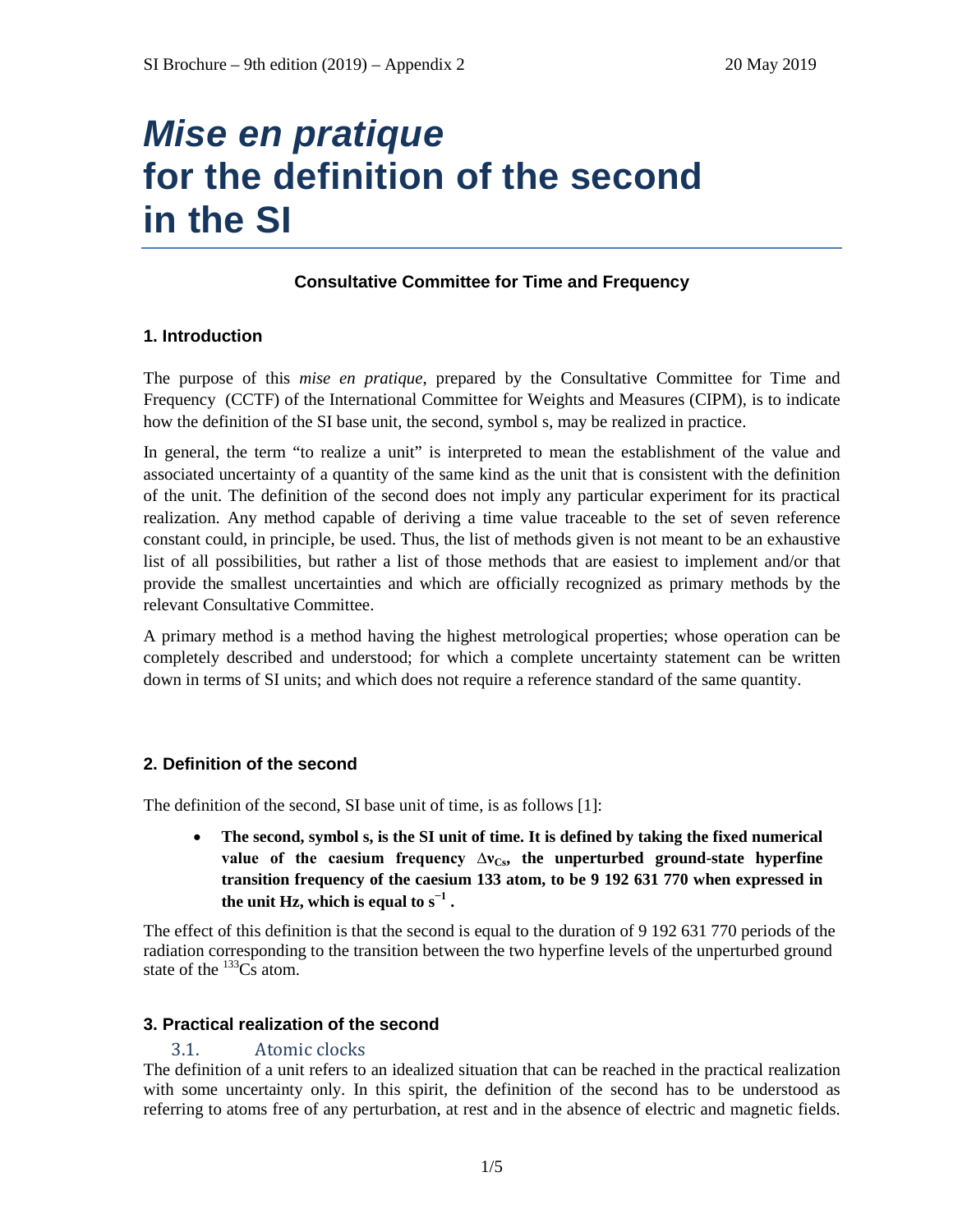# *Mise en pratique* for the definition of the second in the SI

**Consultative Committee for Time and Frequency**

## 1. Introduction

The purpose of this *mise en pratique*, prepared by the Consultative Committee for Time and Frequency (CCTF) of the International Committee for Weights and Measures (CIPM), is to indicate how the definition of the SI base unit, the second, symbol s, may be realized in practice.

In general, the term "to realize a unit" is interpreted to mean the establishment of the value and associated uncertainty of a quantity of the same kind as the unit that is consistent with the definition of the unit. The definition of the second does not imply any particular experiment for its practical realization. Any method capable of deriving a time value traceable to the set of seven reference constant could, in principle, be used. Thus, the list of methods given is not meant to be an exhaustive list of all possibilities, but rather a list of those methods that are easiest to implement and/or that provide the smallest uncertainties and which are officially recognized as primary methods by the relevant Consultative Committee.

A primary method is a method having the highest metrological properties; whose operation can be completely described and understood; for which a complete uncertainty statement can be written down in terms of SI units; and which does not require a reference standard of the same quantity.

## 2. Definition of the second

The definition of the second, SI base unit of time, is as follows [1]:

- **The second, symbol s, is the SI unit of time. It is defined by taking the fixed numerical value of the caesium frequency $\Delta\nu_{Cs}$, the unperturbed ground-state hyperfine transition frequency of the caesium 133 atom, to be 9 192 631 770 when expressed in the unit Hz, which is equal to $s^{-1}$ .**

The effect of this definition is that the second is equal to the duration of 9 192 631 770 periods of the radiation corresponding to the transition between the two hyperfine levels of the unperturbed ground state of the $^{133}$Cs atom.

## 3. Practical realization of the second

### 3.1. Atomic clocks

The definition of a unit refers to an idealized situation that can be reached in the practical realization with some uncertainty only. In this spirit, the definition of the second has to be understood as referring to atoms free of any perturbation, at rest and in the absence of electric and magnetic fields.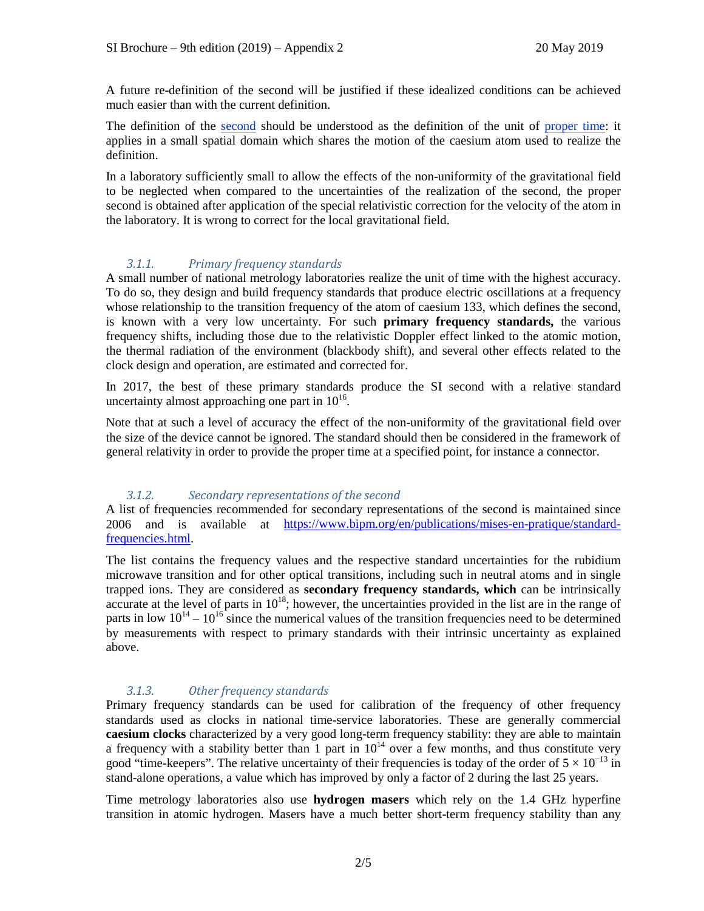A future re-definition of the second will be justified if these idealized conditions can be achieved much easier than with the current definition.

The definition of the second should be understood as the definition of the unit of proper time: it applies in a small spatial domain which shares the motion of the caesium atom used to realize the definition.

In a laboratory sufficiently small to allow the effects of the non-uniformity of the gravitational field to be neglected when compared to the uncertainties of the realization of the second, the proper second is obtained after application of the special relativistic correction for the velocity of the atom in the laboratory. It is wrong to correct for the local gravitational field.

### *3.1.1. Primary frequency standards*

A small number of national metrology laboratories realize the unit of time with the highest accuracy. To do so, they design and build frequency standards that produce electric oscillations at a frequency whose relationship to the transition frequency of the atom of caesium 133, which defines the second, is known with a very low uncertainty. For such **primary frequency standards,** the various frequency shifts, including those due to the relativistic Doppler effect linked to the atomic motion, the thermal radiation of the environment (blackbody shift), and several other effects related to the clock design and operation, are estimated and corrected for.

In 2017, the best of these primary standards produce the SI second with a relative standard uncertainty almost approaching one part in $10^{16}$.

Note that at such a level of accuracy the effect of the non-uniformity of the gravitational field over the size of the device cannot be ignored. The standard should then be considered in the framework of general relativity in order to provide the proper time at a specified point, for instance a connector.

### *3.1.2. Secondary representations of the second*

A list of frequencies recommended for secondary representations of the second is maintained since 2006 and is available at https://www.bipm.org/en/publications/mises-en-pratique/standard-frequencies.html.

The list contains the frequency values and the respective standard uncertainties for the rubidium microwave transition and for other optical transitions, including such in neutral atoms and in single trapped ions. They are considered as **secondary frequency standards, which** can be intrinsically accurate at the level of parts in $10^{18}$; however, the uncertainties provided in the list are in the range of parts in low $10^{14}$ – $10^{16}$ since the numerical values of the transition frequencies need to be determined by measurements with respect to primary standards with their intrinsic uncertainty as explained above.

### *3.1.3. Other frequency standards*

Primary frequency standards can be used for calibration of the frequency of other frequency standards used as clocks in national time-service laboratories. These are generally commercial **caesium clocks** characterized by a very good long-term frequency stability: they are able to maintain a frequency with a stability better than 1 part in $10^{14}$ over a few months, and thus constitute very good “time-keepers”. The relative uncertainty of their frequencies is today of the order of $5 \times 10^{-13}$ in stand-alone operations, a value which has improved by only a factor of 2 during the last 25 years.

Time metrology laboratories also use **hydrogen masers** which rely on the 1.4 GHz hyperfine transition in atomic hydrogen. Masers have a much better short-term frequency stability than any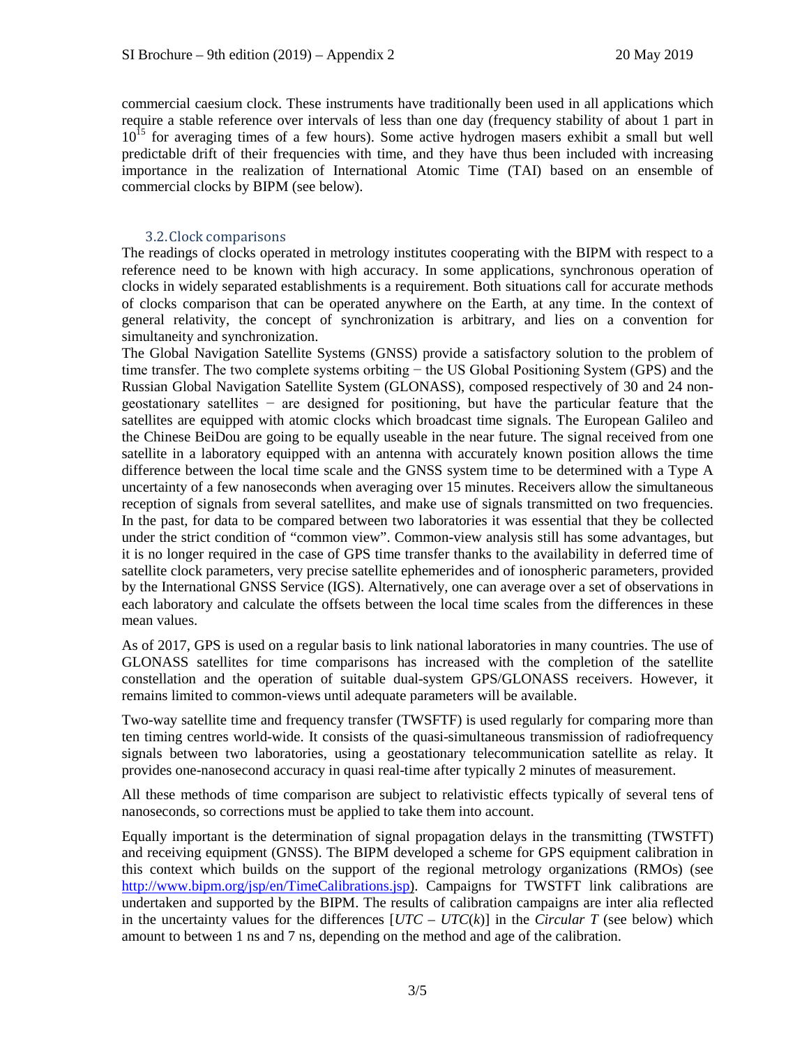commercial caesium clock. These instruments have traditionally been used in all applications which require a stable reference over intervals of less than one day (frequency stability of about 1 part in $10^{15}$ for averaging times of a few hours). Some active hydrogen masers exhibit a small but well predictable drift of their frequencies with time, and they have thus been included with increasing importance in the realization of International Atomic Time (TAI) based on an ensemble of commercial clocks by BIPM (see below).

### 3.2. Clock comparisons

The readings of clocks operated in metrology institutes cooperating with the BIPM with respect to a reference need to be known with high accuracy. In some applications, synchronous operation of clocks in widely separated establishments is a requirement. Both situations call for accurate methods of clocks comparison that can be operated anywhere on the Earth, at any time. In the context of general relativity, the concept of synchronization is arbitrary, and lies on a convention for simultaneity and synchronization.

The Global Navigation Satellite Systems (GNSS) provide a satisfactory solution to the problem of time transfer. The two complete systems orbiting − the US Global Positioning System (GPS) and the Russian Global Navigation Satellite System (GLONASS), composed respectively of 30 and 24 non-geostationary satellites − are designed for positioning, but have the particular feature that the satellites are equipped with atomic clocks which broadcast time signals. The European Galileo and the Chinese BeiDou are going to be equally useable in the near future. The signal received from one satellite in a laboratory equipped with an antenna with accurately known position allows the time difference between the local time scale and the GNSS system time to be determined with a Type A uncertainty of a few nanoseconds when averaging over 15 minutes. Receivers allow the simultaneous reception of signals from several satellites, and make use of signals transmitted on two frequencies. In the past, for data to be compared between two laboratories it was essential that they be collected under the strict condition of "common view". Common-view analysis still has some advantages, but it is no longer required in the case of GPS time transfer thanks to the availability in deferred time of satellite clock parameters, very precise satellite ephemerides and of ionospheric parameters, provided by the International GNSS Service (IGS). Alternatively, one can average over a set of observations in each laboratory and calculate the offsets between the local time scales from the differences in these mean values.

As of 2017, GPS is used on a regular basis to link national laboratories in many countries. The use of GLONASS satellites for time comparisons has increased with the completion of the satellite constellation and the operation of suitable dual-system GPS/GLONASS receivers. However, it remains limited to common-views until adequate parameters will be available.

Two-way satellite time and frequency transfer (TWSFTF) is used regularly for comparing more than ten timing centres world-wide. It consists of the quasi-simultaneous transmission of radiofrequency signals between two laboratories, using a geostationary telecommunication satellite as relay. It provides one-nanosecond accuracy in quasi real-time after typically 2 minutes of measurement.

All these methods of time comparison are subject to relativistic effects typically of several tens of nanoseconds, so corrections must be applied to take them into account.

Equally important is the determination of signal propagation delays in the transmitting (TWSTFT) and receiving equipment (GNSS). The BIPM developed a scheme for GPS equipment calibration in this context which builds on the support of the regional metrology organizations (RMOs) (see http://www.bipm.org/jsp/en/TimeCalibrations.jsp). Campaigns for TWSTFT link calibrations are undertaken and supported by the BIPM. The results of calibration campaigns are inter alia reflected in the uncertainty values for the differences [*UTC* – *UTC*(*k*)] in the *Circular T* (see below) which amount to between 1 ns and 7 ns, depending on the method and age of the calibration.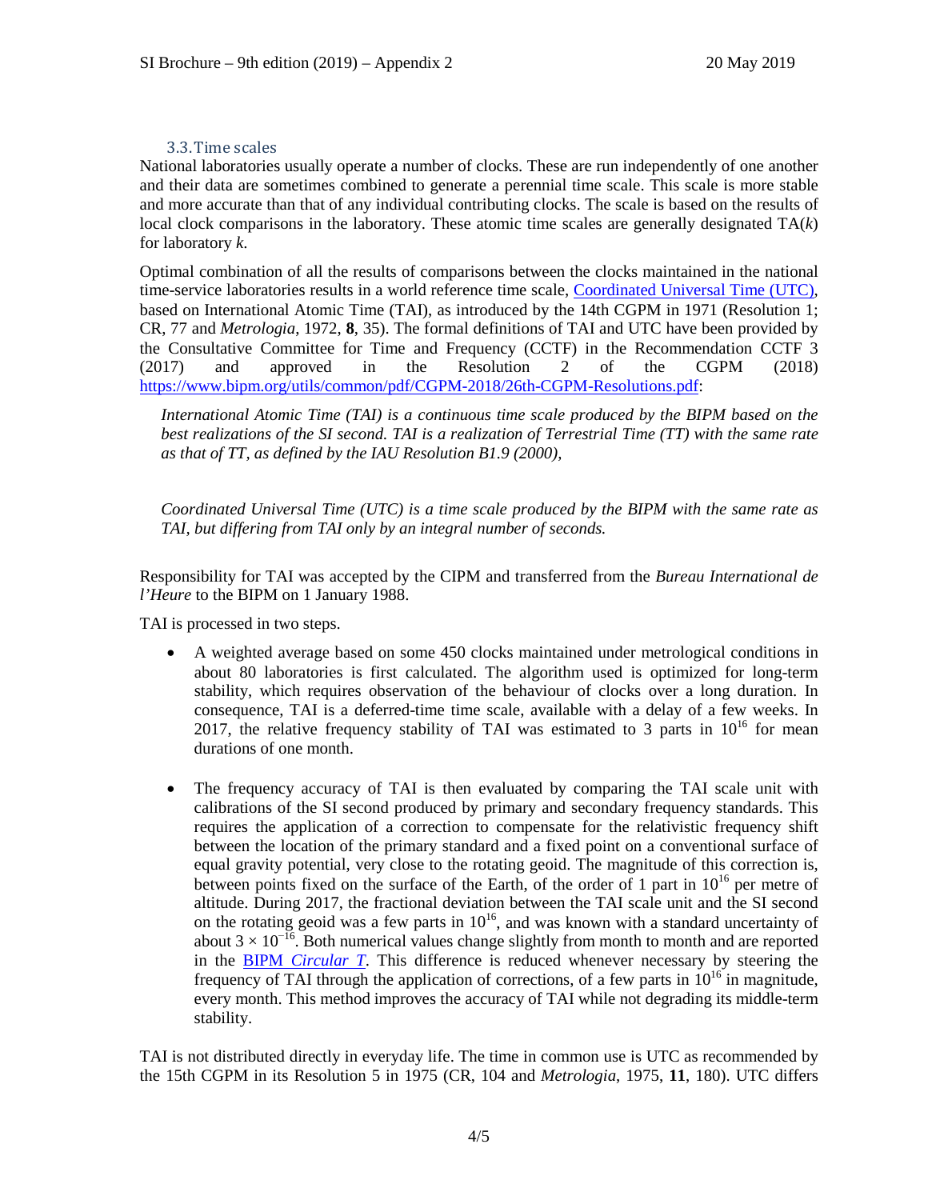### 3.3. Time scales

National laboratories usually operate a number of clocks. These are run independently of one another and their data are sometimes combined to generate a perennial time scale. This scale is more stable and more accurate than that of any individual contributing clocks. The scale is based on the results of local clock comparisons in the laboratory. These atomic time scales are generally designated TA($k$) for laboratory $k$.

Optimal combination of all the results of comparisons between the clocks maintained in the national time-service laboratories results in a world reference time scale, [Coordinated Universal Time (UTC)](), based on International Atomic Time (TAI), as introduced by the 14th CGPM in 1971 (Resolution 1; CR, 77 and *Metrologia*, 1972, **8**, 35). The formal definitions of TAI and UTC have been provided by the Consultative Committee for Time and Frequency (CCTF) in the Recommendation CCTF 3 (2017) and approved in the Resolution 2 of the CGPM (2018) https://www.bipm.org/utils/common/pdf/CGPM-2018/26th-CGPM-Resolutions.pdf:

> *International Atomic Time (TAI) is a continuous time scale produced by the BIPM based on the best realizations of the SI second. TAI is a realization of Terrestrial Time (TT) with the same rate as that of TT, as defined by the IAU Resolution B1.9 (2000),*
>
> *Coordinated Universal Time (UTC) is a time scale produced by the BIPM with the same rate as TAI, but differing from TAI only by an integral number of seconds.*

Responsibility for TAI was accepted by the CIPM and transferred from the *Bureau International de l'Heure* to the BIPM on 1 January 1988.

TAI is processed in two steps.

- A weighted average based on some 450 clocks maintained under metrological conditions in about 80 laboratories is first calculated. The algorithm used is optimized for long-term stability, which requires observation of the behaviour of clocks over a long duration. In consequence, TAI is a deferred-time time scale, available with a delay of a few weeks. In 2017, the relative frequency stability of TAI was estimated to 3 parts in $10^{16}$ for mean durations of one month.

- The frequency accuracy of TAI is then evaluated by comparing the TAI scale unit with calibrations of the SI second produced by primary and secondary frequency standards. This requires the application of a correction to compensate for the relativistic frequency shift between the location of the primary standard and a fixed point on a conventional surface of equal gravity potential, very close to the rotating geoid. The magnitude of this correction is, between points fixed on the surface of the Earth, of the order of 1 part in $10^{16}$ per metre of altitude. During 2017, the fractional deviation between the TAI scale unit and the SI second on the rotating geoid was a few parts in $10^{16}$, and was known with a standard uncertainty of about $3 \times 10^{-16}$. Both numerical values change slightly from month to month and are reported in the [BIPM *Circular T*](). This difference is reduced whenever necessary by steering the frequency of TAI through the application of corrections, of a few parts in $10^{16}$ in magnitude, every month. This method improves the accuracy of TAI while not degrading its middle-term stability.

TAI is not distributed directly in everyday life. The time in common use is UTC as recommended by the 15th CGPM in its Resolution 5 in 1975 (CR, 104 and *Metrologia*, 1975, **11**, 180). UTC differs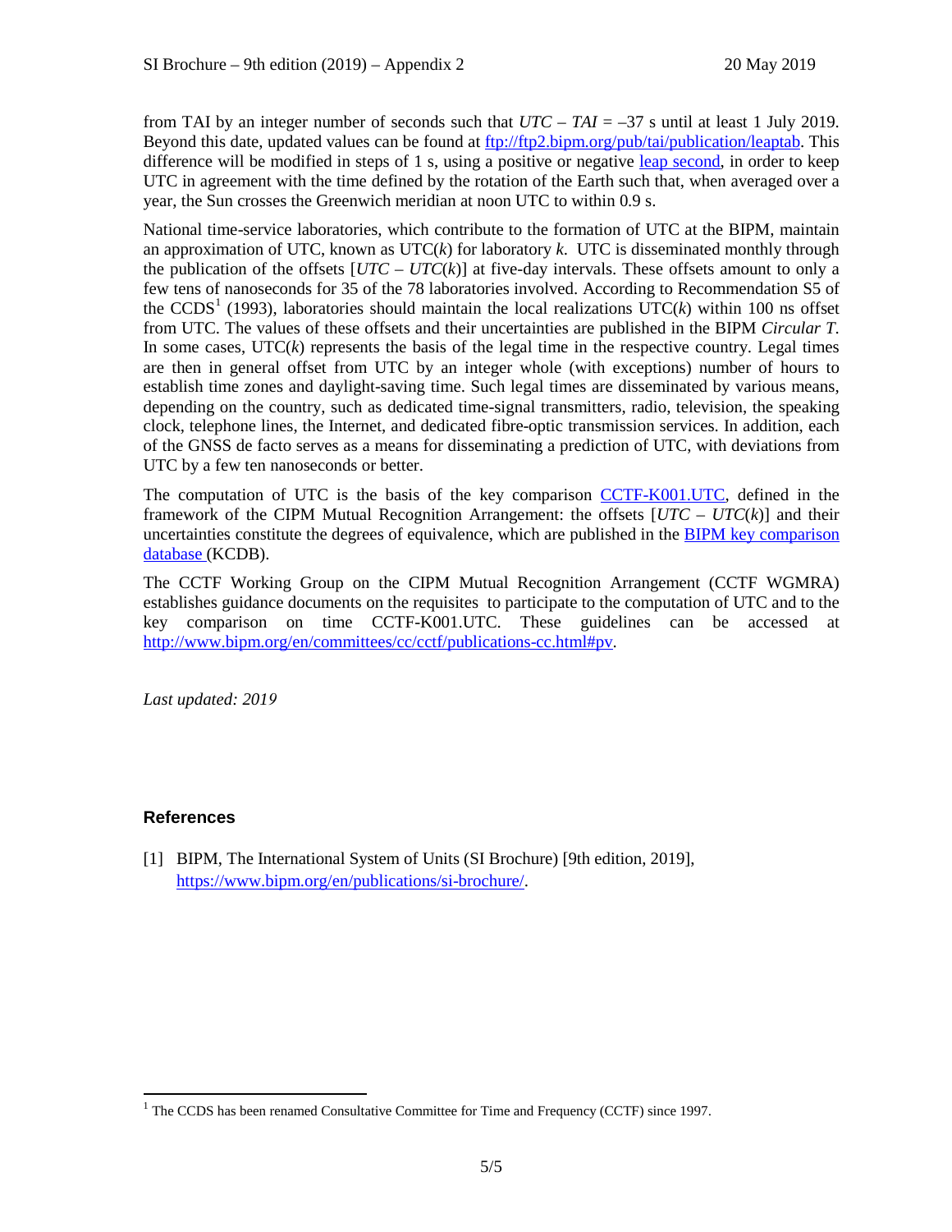from TAI by an integer number of seconds such that $UTC - TAI = -37$ s until at least 1 July 2019. Beyond this date, updated values can be found at [ftp://ftp2.bipm.org/pub/tai/publication/leaptab](ftp://ftp2.bipm.org/pub/tai/publication/leaptab). This difference will be modified in steps of 1 s, using a positive or negative leap second, in order to keep UTC in agreement with the time defined by the rotation of the Earth such that, when averaged over a year, the Sun crosses the Greenwich meridian at noon UTC to within 0.9 s.

National time-service laboratories, which contribute to the formation of UTC at the BIPM, maintain an approximation of UTC, known as UTC($k$) for laboratory $k$. UTC is disseminated monthly through the publication of the offsets [$UTC - UTC(k)$] at five-day intervals. These offsets amount to only a few tens of nanoseconds for 35 of the 78 laboratories involved. According to Recommendation S5 of the CCDS[1] (1993), laboratories should maintain the local realizations UTC($k$) within 100 ns offset from UTC. The values of these offsets and their uncertainties are published in the BIPM *Circular T*. In some cases, UTC($k$) represents the basis of the legal time in the respective country. Legal times are then in general offset from UTC by an integer whole (with exceptions) number of hours to establish time zones and daylight-saving time. Such legal times are disseminated by various means, depending on the country, such as dedicated time-signal transmitters, radio, television, the speaking clock, telephone lines, the Internet, and dedicated fibre-optic transmission services. In addition, each of the GNSS de facto serves as a means for disseminating a prediction of UTC, with deviations from UTC by a few ten nanoseconds or better.

The computation of UTC is the basis of the key comparison CCTF-K001.UTC, defined in the framework of the CIPM Mutual Recognition Arrangement: the offsets [$UTC - UTC(k)$] and their uncertainties constitute the degrees of equivalence, which are published in the BIPM key comparison database (KCDB).

The CCTF Working Group on the CIPM Mutual Recognition Arrangement (CCTF WGMRA) establishes guidance documents on the requisites to participate to the computation of UTC and to the key comparison on time CCTF-K001.UTC. These guidelines can be accessed at [http://www.bipm.org/en/committees/cc/cctf/publications-cc.html#pv](http://www.bipm.org/en/committees/cc/cctf/publications-cc.html#pv).

*Last updated: 2019*

## References

[1] BIPM, The International System of Units (SI Brochure) [9th edition, 2019], [https://www.bipm.org/en/publications/si-brochure/](https://www.bipm.org/en/publications/si-brochure/).

---

[1] The CCDS has been renamed Consultative Committee for Time and Frequency (CCTF) since 1997.